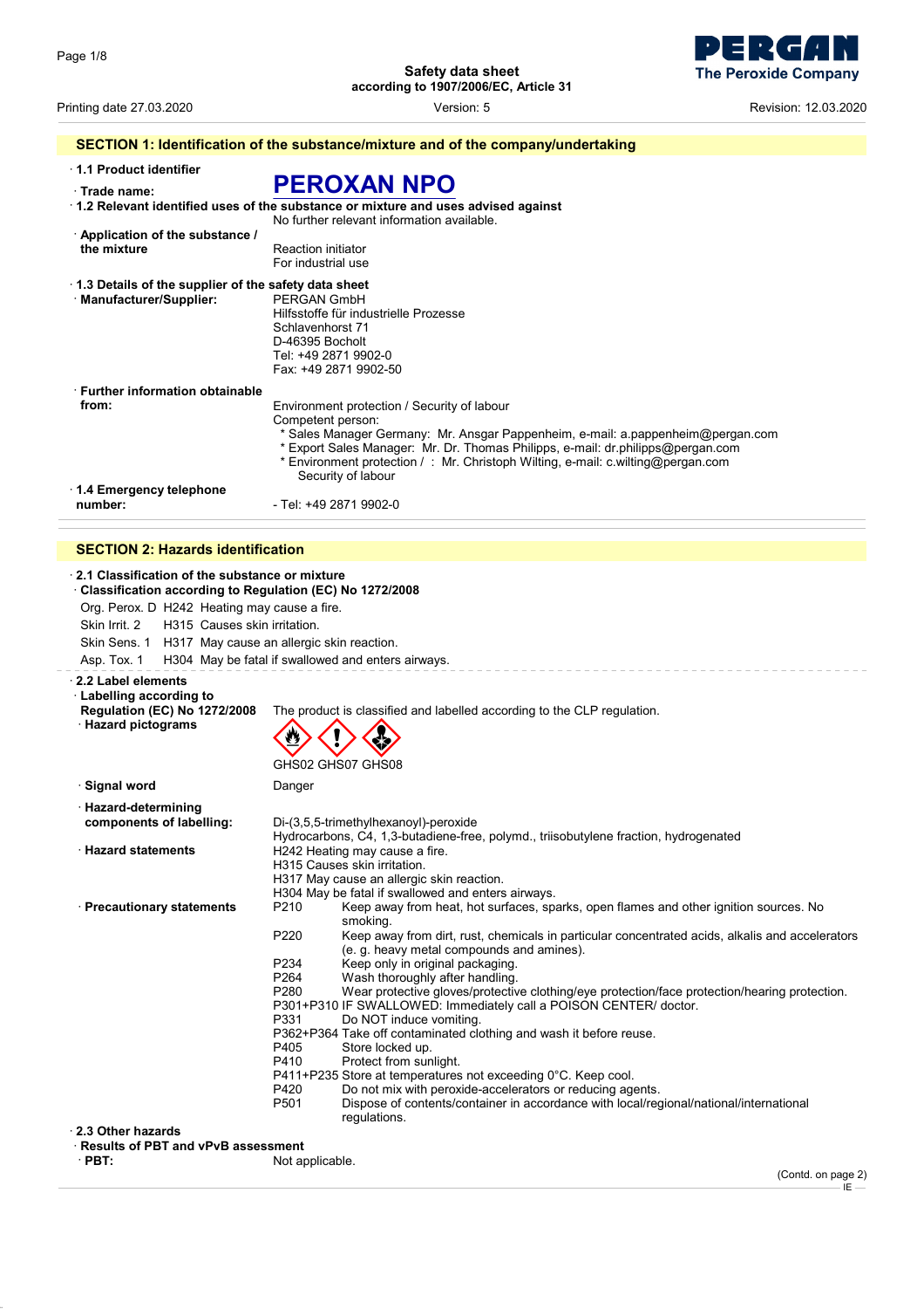Safety data sheet
according to 1907/2006/EC, Article 31

Printing date 27.03.2020 | Version: 5 | Revision: 12.03.2020

## SECTION 1: Identification of the substance/mixture and of the company/undertaking

· **1.1 Product identifier**

· **Trade name:** **PEROXAN NPO**

· **1.2 Relevant identified uses of the substance or mixture and uses advised against**
No further relevant information available.

· **Application of the substance / the mixture**
Reaction initiator
For industrial use

· **1.3 Details of the supplier of the safety data sheet**

· **Manufacturer/Supplier:**
PERGAN GmbH
Hilfsstoffe für industrielle Prozesse
Schlavenhorst 71
D-46395 Bocholt
Tel: +49 2871 9902-0
Fax: +49 2871 9902-50

· **Further information obtainable from:**
Environment protection / Security of labour
Competent person:
* Sales Manager Germany: Mr. Ansgar Pappenheim, e-mail: a.pappenheim@pergan.com
* Export Sales Manager: Mr. Dr. Thomas Philipps, e-mail: dr.philipps@pergan.com
* Environment protection / : Mr. Christoph Wilting, e-mail: c.wilting@pergan.com
Security of labour

· **1.4 Emergency telephone number:**
- Tel: +49 2871 9902-0

## SECTION 2: Hazards identification

· **2.1 Classification of the substance or mixture**

· **Classification according to Regulation (EC) No 1272/2008**

Org. Perox. D H242 Heating may cause a fire.
Skin Irrit. 2 H315 Causes skin irritation.
Skin Sens. 1 H317 May cause an allergic skin reaction.
Asp. Tox. 1 H304 May be fatal if swallowed and enters airways.

· **2.2 Label elements**

· **Labelling according to Regulation (EC) No 1272/2008**
The product is classified and labelled according to the CLP regulation.

· **Hazard pictograms**
GHS02 GHS07 GHS08

· **Signal word**
Danger

· **Hazard-determining components of labelling:**
Di-(3,5,5-trimethylhexanoyl)-peroxide
Hydrocarbons, C4, 1,3-butadiene-free, polymd., triisobutylene fraction, hydrogenated

· **Hazard statements**
H242 Heating may cause a fire.
H315 Causes skin irritation.
H317 May cause an allergic skin reaction.
H304 May be fatal if swallowed and enters airways.

· **Precautionary statements**
P210 Keep away from heat, hot surfaces, sparks, open flames and other ignition sources. No smoking.
P220 Keep away from dirt, rust, chemicals in particular concentrated acids, alkalis and accelerators (e. g. heavy metal compounds and amines).
P234 Keep only in original packaging.
P264 Wash thoroughly after handling.
P280 Wear protective gloves/protective clothing/eye protection/face protection/hearing protection.
P301+P310 IF SWALLOWED: Immediately call a POISON CENTER/ doctor.
P331 Do NOT induce vomiting.
P362+P364 Take off contaminated clothing and wash it before reuse.
P405 Store locked up.
P410 Protect from sunlight.
P411+P235 Store at temperatures not exceeding 0°C. Keep cool.
P420 Do not mix with peroxide-accelerators or reducing agents.
P501 Dispose of contents/container in accordance with local/regional/national/international regulations.

· **2.3 Other hazards**

· **Results of PBT and vPvB assessment**

· **PBT:** Not applicable.

(Contd. on page 2)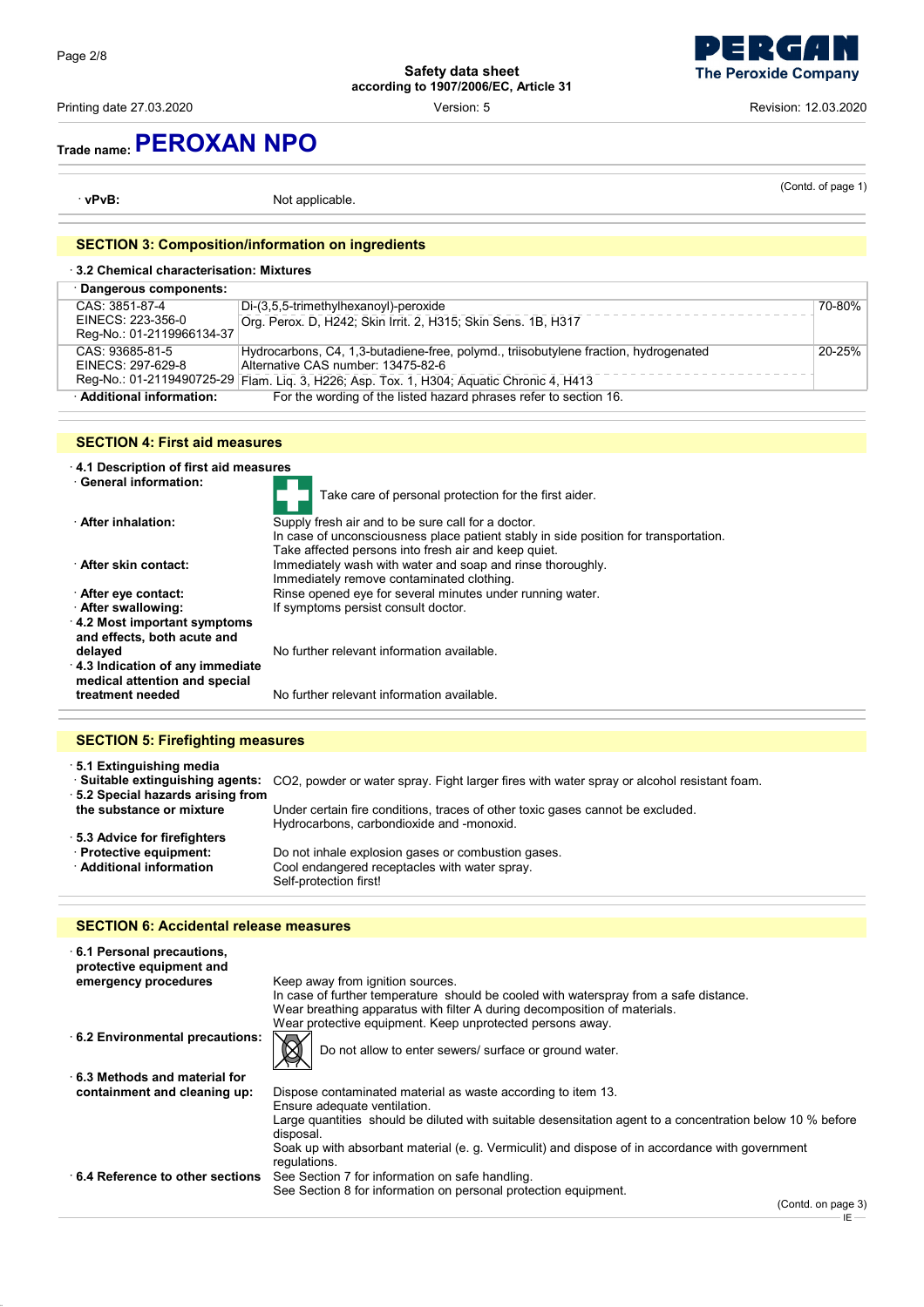## Trade name: PEROXAN NPO

(Contd. of page 1)

· **vPvB:** Not applicable.

## SECTION 3: Composition/information on ingredients

· **3.2 Chemical characterisation: Mixtures**

· **Dangerous components:**

| | | |
|---|---|---|
| CAS: 3851-87-4<br>EINECS: 223-356-0<br>Reg-No.: 01-2119966134-37 | Di-(3,5,5-trimethylhexanoyl)-peroxide<br>Org. Perox. D, H242; Skin Irrit. 2, H315; Skin Sens. 1B, H317 | 70-80% |
| CAS: 93685-81-5<br>EINECS: 297-629-8<br>Reg-No.: 01-2119490725-29 | Hydrocarbons, C4, 1,3-butadiene-free, polymd., triisobutylene fraction, hydrogenated<br>Alternative CAS number: 13475-82-6<br>Flam. Liq. 3, H226; Asp. Tox. 1, H304; Aquatic Chronic 4, H413 | 20-25% |

· **Additional information:** For the wording of the listed hazard phrases refer to section 16.

## SECTION 4: First aid measures

· **4.1 Description of first aid measures**

· **General information:** Take care of personal protection for the first aider.

· **After inhalation:** Supply fresh air and to be sure call for a doctor.
In case of unconsciousness place patient stably in side position for transportation.
Take affected persons into fresh air and keep quiet.

· **After skin contact:** Immediately wash with water and soap and rinse thoroughly.
Immediately remove contaminated clothing.

· **After eye contact:** Rinse opened eye for several minutes under running water.

· **After swallowing:** If symptoms persist consult doctor.

· **4.2 Most important symptoms and effects, both acute and delayed** No further relevant information available.

· **4.3 Indication of any immediate medical attention and special treatment needed** No further relevant information available.

## SECTION 5: Firefighting measures

· **5.1 Extinguishing media**

· **Suitable extinguishing agents:** CO2, powder or water spray. Fight larger fires with water spray or alcohol resistant foam.

· **5.2 Special hazards arising from the substance or mixture** Under certain fire conditions, traces of other toxic gases cannot be excluded.
Hydrocarbons, carbondioxide and -monoxid.

· **5.3 Advice for firefighters**

· **Protective equipment:** Do not inhale explosion gases or combustion gases.

· **Additional information** Cool endangered receptacles with water spray.
Self-protection first!

## SECTION 6: Accidental release measures

· **6.1 Personal precautions, protective equipment and emergency procedures** Keep away from ignition sources.
In case of further temperature should be cooled with waterspray from a safe distance.
Wear breathing apparatus with filter A during decomposition of materials.
Wear protective equipment. Keep unprotected persons away.

· **6.2 Environmental precautions:** Do not allow to enter sewers/ surface or ground water.

· **6.3 Methods and material for containment and cleaning up:** Dispose contaminated material as waste according to item 13.
Ensure adequate ventilation.
Large quantities should be diluted with suitable desensitation agent to a concentration below 10 % before disposal.
Soak up with absorbant material (e. g. Vermiculit) and dispose of in accordance with government regulations.

· **6.4 Reference to other sections** See Section 7 for information on safe handling.
See Section 8 for information on personal protection equipment.

(Contd. on page 3)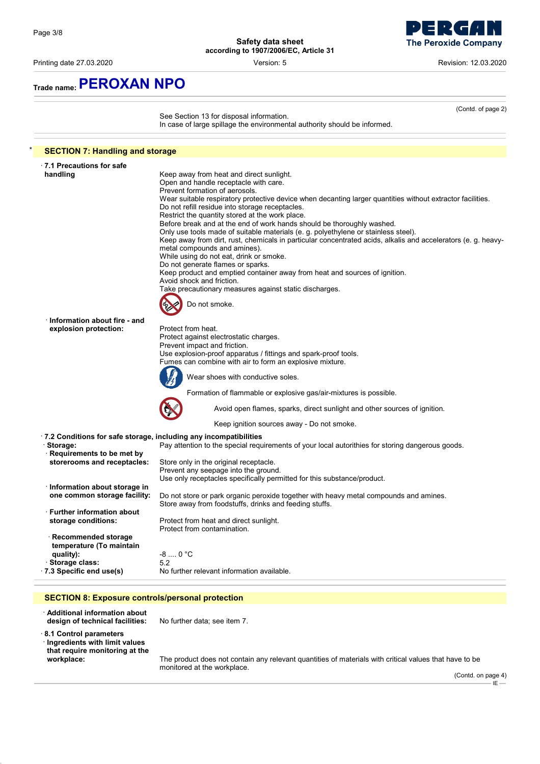Trade name: **PEROXAN NPO**

(Contd. of page 2)

See Section 13 for disposal information.
In case of large spillage the environmental authority should be informed.

## * SECTION 7: Handling and storage

**· 7.1 Precautions for safe handling**

Keep away from heat and direct sunlight.
Open and handle receptacle with care.
Prevent formation of aerosols.
Wear suitable respiratory protective device when decanting larger quantities without extractor facilities.
Do not refill residue into storage receptacles.
Restrict the quantity stored at the work place.
Before break and at the end of work hands should be thoroughly washed.
Only use tools made of suitable materials (e. g. polyethylene or stainless steel).
Keep away from dirt, rust, chemicals in particular concentrated acids, alkalis and accelerators (e. g. heavy-metal compounds and amines).
While using do not eat, drink or smoke.
Do not generate flames or sparks.
Keep product and emptied container away from heat and sources of ignition.
Avoid shock and friction.
Take precautionary measures against static discharges.

Do not smoke.

**· Information about fire - and explosion protection:**

Protect from heat.
Protect against electrostatic charges.
Prevent impact and friction.
Use explosion-proof apparatus / fittings and spark-proof tools.
Fumes can combine with air to form an explosive mixture.

Wear shoes with conductive soles.

Formation of flammable or explosive gas/air-mixtures is possible.

Avoid open flames, sparks, direct sunlight and other sources of ignition.

Keep ignition sources away - Do not smoke.

**· 7.2 Conditions for safe storage, including any incompatibilities**

**· Storage:** Pay attention to the special requirements of your local autorithies for storing dangerous goods.

**· Requirements to be met by storerooms and receptacles:**
Store only in the original receptacle.
Prevent any seepage into the ground.
Use only receptacles specifically permitted for this substance/product.

**· Information about storage in one common storage facility:**
Do not store or park organic peroxide together with heavy metal compounds and amines.
Store away from foodstuffs, drinks and feeding stuffs.

**· Further information about storage conditions:**
Protect from heat and direct sunlight.
Protect from contamination.

**· Recommended storage temperature (To maintain quality):** -8 .... 0 °C

**· Storage class:** 5.2

**· 7.3 Specific end use(s)** No further relevant information available.

## SECTION 8: Exposure controls/personal protection

**· Additional information about design of technical facilities:** No further data; see item 7.

**· 8.1 Control parameters**

**· Ingredients with limit values that require monitoring at the workplace:**
The product does not contain any relevant quantities of materials with critical values that have to be monitored at the workplace.

(Contd. on page 4)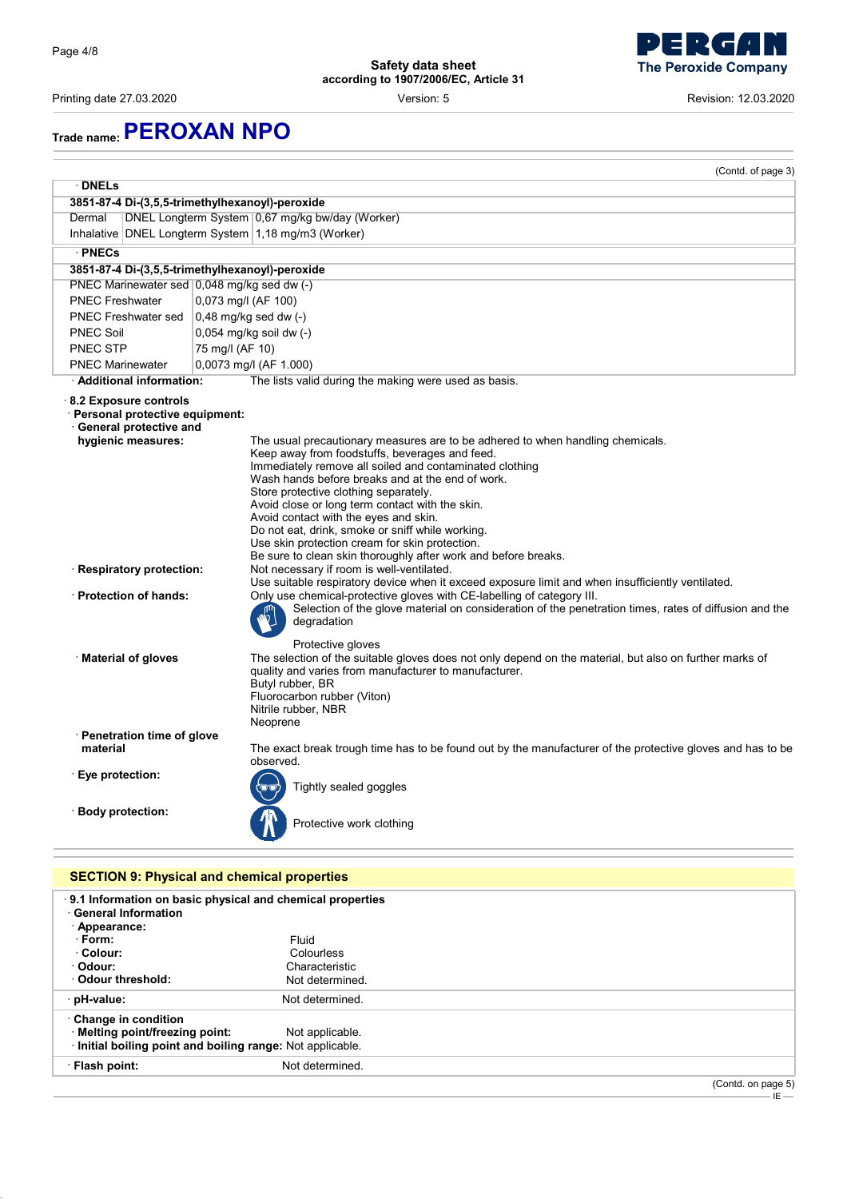# Trade name: PEROXAN NPO

(Contd. of page 3)

· **DNELs**

| 3851-87-4 Di-(3,5,5-trimethylhexanoyl)-peroxide | | |
|---|---|---|
| Dermal | DNEL Longterm System | 0,67 mg/kg bw/day (Worker) |
| Inhalative | DNEL Longterm System | 1,18 mg/m3 (Worker) |

· **PNECs**

| 3851-87-4 Di-(3,5,5-trimethylhexanoyl)-peroxide | |
|---|---|
| PNEC Marinewater sed | 0,048 mg/kg sed dw (-) |
| PNEC Freshwater | 0,073 mg/l (AF 100) |
| PNEC Freshwater sed | 0,48 mg/kg sed dw (-) |
| PNEC Soil | 0,054 mg/kg soil dw (-) |
| PNEC STP | 75 mg/l (AF 10) |
| PNEC Marinewater | 0,0073 mg/l (AF 1.000) |

· **Additional information:** The lists valid during the making were used as basis.

· **8.2 Exposure controls**

· **Personal protective equipment:**

· **General protective and hygienic measures:**
The usual precautionary measures are to be adhered to when handling chemicals.
Keep away from foodstuffs, beverages and feed.
Immediately remove all soiled and contaminated clothing
Wash hands before breaks and at the end of work.
Store protective clothing separately.
Avoid close or long term contact with the skin.
Avoid contact with the eyes and skin.
Do not eat, drink, smoke or sniff while working.
Use skin protection cream for skin protection.
Be sure to clean skin thoroughly after work and before breaks.

· **Respiratory protection:** Not necessary if room is well-ventilated.
Use suitable respiratory device when it exceed exposure limit and when insufficiently ventilated.

· **Protection of hands:** Only use chemical-protective gloves with CE-labelling of category III.
Selection of the glove material on consideration of the penetration times, rates of diffusion and the degradation

Protective gloves

· **Material of gloves** The selection of the suitable gloves does not only depend on the material, but also on further marks of quality and varies from manufacturer to manufacturer.
Butyl rubber, BR
Fluorocarbon rubber (Viton)
Nitrile rubber, NBR
Neoprene

· **Penetration time of glove material** The exact break trough time has to be found out by the manufacturer of the protective gloves and has to be observed.

· **Eye protection:** Tightly sealed goggles

· **Body protection:** Protective work clothing

## SECTION 9: Physical and chemical properties

· **9.1 Information on basic physical and chemical properties**

· **General Information**

· **Appearance:**

| | |
|---|---|
| · **Form:** | Fluid |
| · **Colour:** | Colourless |
| · **Odour:** | Characteristic |
| · **Odour threshold:** | Not determined. |
| · **pH-value:** | Not determined. |
| · **Change in condition** | |
| · **Melting point/freezing point:** | Not applicable. |
| · **Initial boiling point and boiling range:** | Not applicable. |
| · **Flash point:** | Not determined. |

(Contd. on page 5)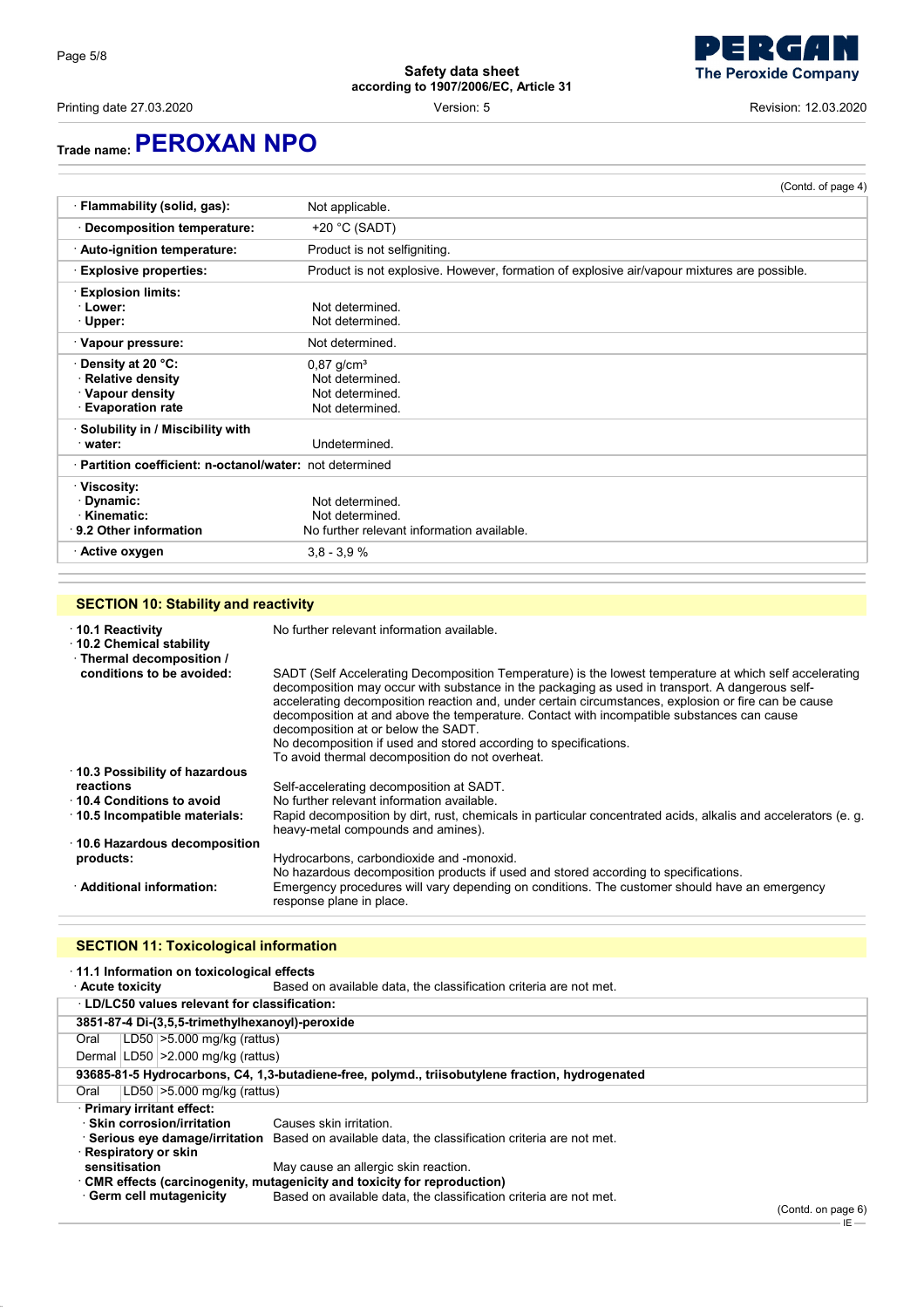# Trade name: PEROXAN NPO

(Contd. of page 4)

| | |
|---|---|
| · **Flammability (solid, gas):** | Not applicable. |
| · **Decomposition temperature:** | +20 °C (SADT) |
| · **Auto-ignition temperature:** | Product is not selfigniting. |
| · **Explosive properties:** | Product is not explosive. However, formation of explosive air/vapour mixtures are possible. |
| · **Explosion limits:** | |
| · **Lower:** | Not determined. |
| · **Upper:** | Not determined. |
| · **Vapour pressure:** | Not determined. |
| · **Density at 20 °C:** | 0,87 g/cm³ |
| · **Relative density** | Not determined. |
| · **Vapour density** | Not determined. |
| · **Evaporation rate** | Not determined. |
| · **Solubility in / Miscibility with** | |
| · **water:** | Undetermined. |
| · **Partition coefficient: n-octanol/water:** | not determined |
| · **Viscosity:** | |
| · **Dynamic:** | Not determined. |
| · **Kinematic:** | Not determined. |
| · **9.2 Other information** | No further relevant information available. |
| · **Active oxygen** | 3,8 - 3,9 % |

## SECTION 10: Stability and reactivity

· **10.1 Reactivity** No further relevant information available.

· **10.2 Chemical stability**

· **Thermal decomposition / conditions to be avoided:** SADT (Self Accelerating Decomposition Temperature) is the lowest temperature at which self accelerating decomposition may occur with substance in the packaging as used in transport. A dangerous self-accelerating decomposition reaction and, under certain circumstances, explosion or fire can be cause decomposition at and above the temperature. Contact with incompatible substances can cause decomposition at or below the SADT.
No decomposition if used and stored according to specifications.
To avoid thermal decomposition do not overheat.

· **10.3 Possibility of hazardous reactions** Self-accelerating decomposition at SADT.

· **10.4 Conditions to avoid** No further relevant information available.

· **10.5 Incompatible materials:** Rapid decomposition by dirt, rust, chemicals in particular concentrated acids, alkalis and accelerators (e. g. heavy-metal compounds and amines).

· **10.6 Hazardous decomposition products:** Hydrocarbons, carbondioxide and -monoxid.
No hazardous decomposition products if used and stored according to specifications.

· **Additional information:** Emergency procedures will vary depending on conditions. The customer should have an emergency response plane in place.

## SECTION 11: Toxicological information

· **11.1 Information on toxicological effects**

· **Acute toxicity** Based on available data, the classification criteria are not met.

| · **LD/LC50 values relevant for classification:** | | |
|---|---|---|
| **3851-87-4 Di-(3,5,5-trimethylhexanoyl)-peroxide** | | |
| Oral | LD50 | >5.000 mg/kg (rattus) |
| Dermal | LD50 | >2.000 mg/kg (rattus) |
| **93685-81-5 Hydrocarbons, C4, 1,3-butadiene-free, polymd., triisobutylene fraction, hydrogenated** | | |
| Oral | LD50 | >5.000 mg/kg (rattus) |

· **Primary irritant effect:**

· **Skin corrosion/irritation** Causes skin irritation.

· **Serious eye damage/irritation** Based on available data, the classification criteria are not met.

· **Respiratory or skin sensitisation** May cause an allergic skin reaction.

· **CMR effects (carcinogenity, mutagenicity and toxicity for reproduction)**

· **Germ cell mutagenicity** Based on available data, the classification criteria are not met.

(Contd. on page 6)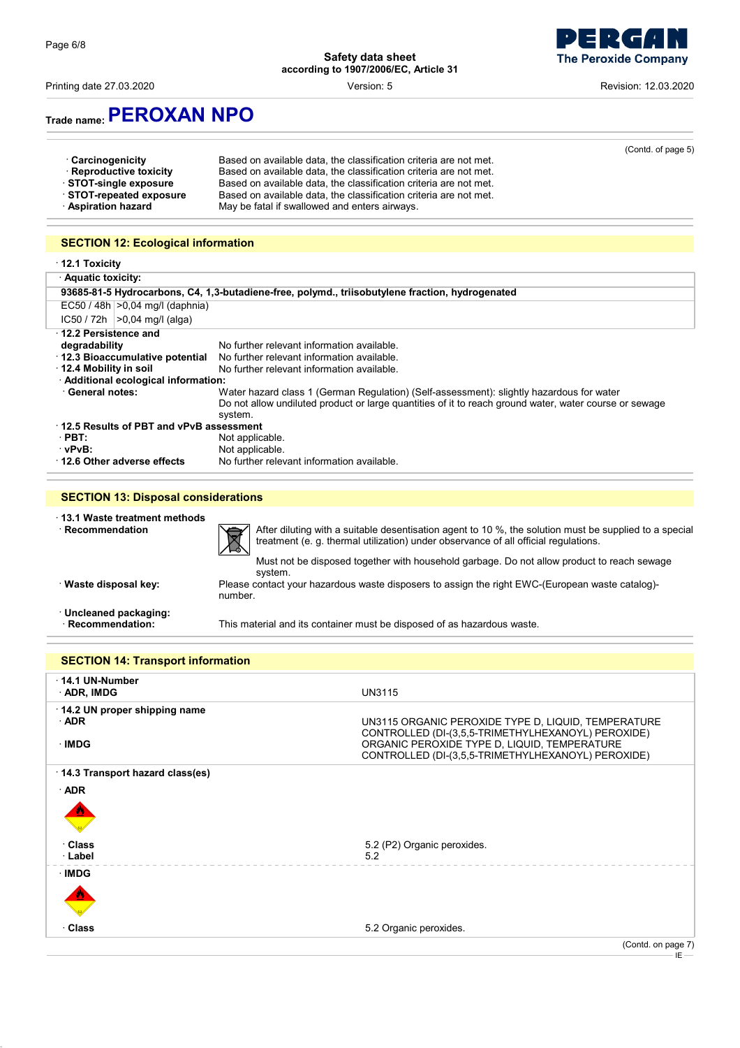## Trade name: PEROXAN NPO

(Contd. of page 5)

- **Carcinogenicity** Based on available data, the classification criteria are not met.
- **Reproductive toxicity** Based on available data, the classification criteria are not met.
- **STOT-single exposure** Based on available data, the classification criteria are not met.
- **STOT-repeated exposure** Based on available data, the classification criteria are not met.
- **Aspiration hazard** May be fatal if swallowed and enters airways.

## SECTION 12: Ecological information

- **12.1 Toxicity**

| · Aquatic toxicity: | |
|---|---|
| **93685-81-5 Hydrocarbons, C4, 1,3-butadiene-free, polymd., triisobutylene fraction, hydrogenated** | |
| EC50 / 48h | >0,04 mg/l (daphnia) |
| IC50 / 72h | >0,04 mg/l (alga) |

- **12.2 Persistence and degradability** No further relevant information available.
- **12.3 Bioaccumulative potential** No further relevant information available.
- **12.4 Mobility in soil** No further relevant information available.
- **Additional ecological information:**
  - **General notes:** Water hazard class 1 (German Regulation) (Self-assessment): slightly hazardous for water
    Do not allow undiluted product or large quantities of it to reach ground water, water course or sewage system.
- **12.5 Results of PBT and vPvB assessment**
  - **PBT:** Not applicable.
  - **vPvB:** Not applicable.
- **12.6 Other adverse effects** No further relevant information available.

## SECTION 13: Disposal considerations

- **13.1 Waste treatment methods**
- **Recommendation** After diluting with a suitable desentisation agent to 10 %, the solution must be supplied to a special treatment (e. g. thermal utilization) under observance of all official regulations.

  Must not be disposed together with household garbage. Do not allow product to reach sewage system.
- **Waste disposal key:** Please contact your hazardous waste disposers to assign the right EWC-(European waste catalog)-number.
- **Uncleaned packaging:**
  - **Recommendation:** This material and its container must be disposed of as hazardous waste.

## SECTION 14: Transport information

| | |
|---|---|
| **· 14.1 UN-Number** | |
| · ADR, IMDG | UN3115 |
| **· 14.2 UN proper shipping name** | |
| · ADR | UN3115 ORGANIC PEROXIDE TYPE D, LIQUID, TEMPERATURE CONTROLLED (DI-(3,5,5-TRIMETHYLHEXANOYL) PEROXIDE) |
| · IMDG | ORGANIC PEROXIDE TYPE D, LIQUID, TEMPERATURE CONTROLLED (DI-(3,5,5-TRIMETHYLHEXANOYL) PEROXIDE) |
| **· 14.3 Transport hazard class(es)** | |
| **· ADR** | |
| · Class | 5.2 (P2) Organic peroxides. |
| · Label | 5.2 |
| **· IMDG** | |
| · Class | 5.2 Organic peroxides. |

(Contd. on page 7)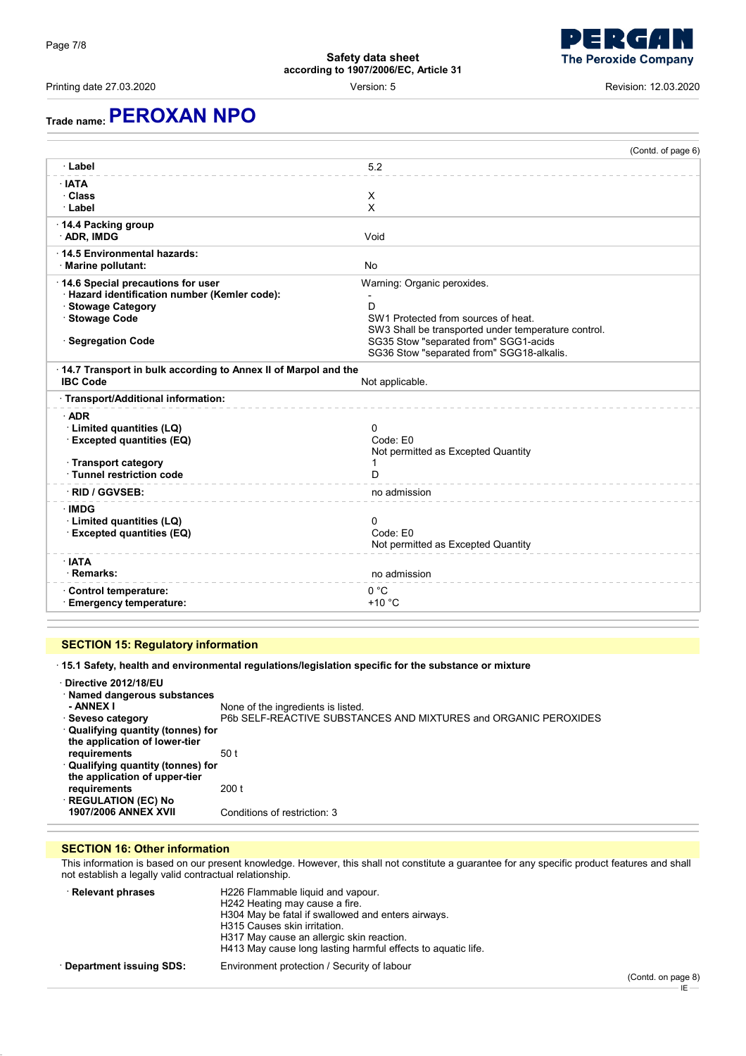Trade name: **PEROXAN NPO**

(Contd. of page 6)

| | |
|---|---|
| · **Label** | 5.2 |
| · **IATA** | |
| · **Class** | X |
| · **Label** | X |
| · **14.4 Packing group** | |
| · **ADR, IMDG** | Void |
| · **14.5 Environmental hazards:** | |
| · **Marine pollutant:** | No |
| · **14.6 Special precautions for user** | Warning: Organic peroxides. |
| · **Hazard identification number (Kemler code):** | - |
| · **Stowage Category** | D |
| · **Stowage Code** | SW1 Protected from sources of heat.<br>SW3 Shall be transported under temperature control. |
| · **Segregation Code** | SG35 Stow "separated from" SGG1-acids<br>SG36 Stow "separated from" SGG18-alkalis. |
| · **14.7 Transport in bulk according to Annex II of Marpol and the IBC Code** | Not applicable. |
| · **Transport/Additional information:** | |
| · **ADR** | |
| · **Limited quantities (LQ)** | 0 |
| · **Excepted quantities (EQ)** | Code: E0<br>Not permitted as Excepted Quantity |
| · **Transport category** | 1 |
| · **Tunnel restriction code** | D |
| · **RID / GGVSEB:** | no admission |
| · **IMDG** | |
| · **Limited quantities (LQ)** | 0 |
| · **Excepted quantities (EQ)** | Code: E0<br>Not permitted as Excepted Quantity |
| · **IATA** | |
| · **Remarks:** | no admission |
| · **Control temperature:** | 0 °C |
| · **Emergency temperature:** | +10 °C |

## SECTION 15: Regulatory information

· **15.1 Safety, health and environmental regulations/legislation specific for the substance or mixture**

| | |
|---|---|
| · **Directive 2012/18/EU** | |
| · **Named dangerous substances - ANNEX I** | None of the ingredients is listed. |
| · **Seveso category** | P6b SELF-REACTIVE SUBSTANCES AND MIXTURES and ORGANIC PEROXIDES |
| · **Qualifying quantity (tonnes) for the application of lower-tier requirements** | 50 t |
| · **Qualifying quantity (tonnes) for the application of upper-tier requirements** | 200 t |
| · **REGULATION (EC) No 1907/2006 ANNEX XVII** | Conditions of restriction: 3 |

## SECTION 16: Other information

This information is based on our present knowledge. However, this shall not constitute a guarantee for any specific product features and shall not establish a legally valid contractual relationship.

| | |
|---|---|
| · **Relevant phrases** | H226 Flammable liquid and vapour.<br>H242 Heating may cause a fire.<br>H304 May be fatal if swallowed and enters airways.<br>H315 Causes skin irritation.<br>H317 May cause an allergic skin reaction.<br>H413 May cause long lasting harmful effects to aquatic life. |
| · **Department issuing SDS:** | Environment protection / Security of labour |

(Contd. on page 8)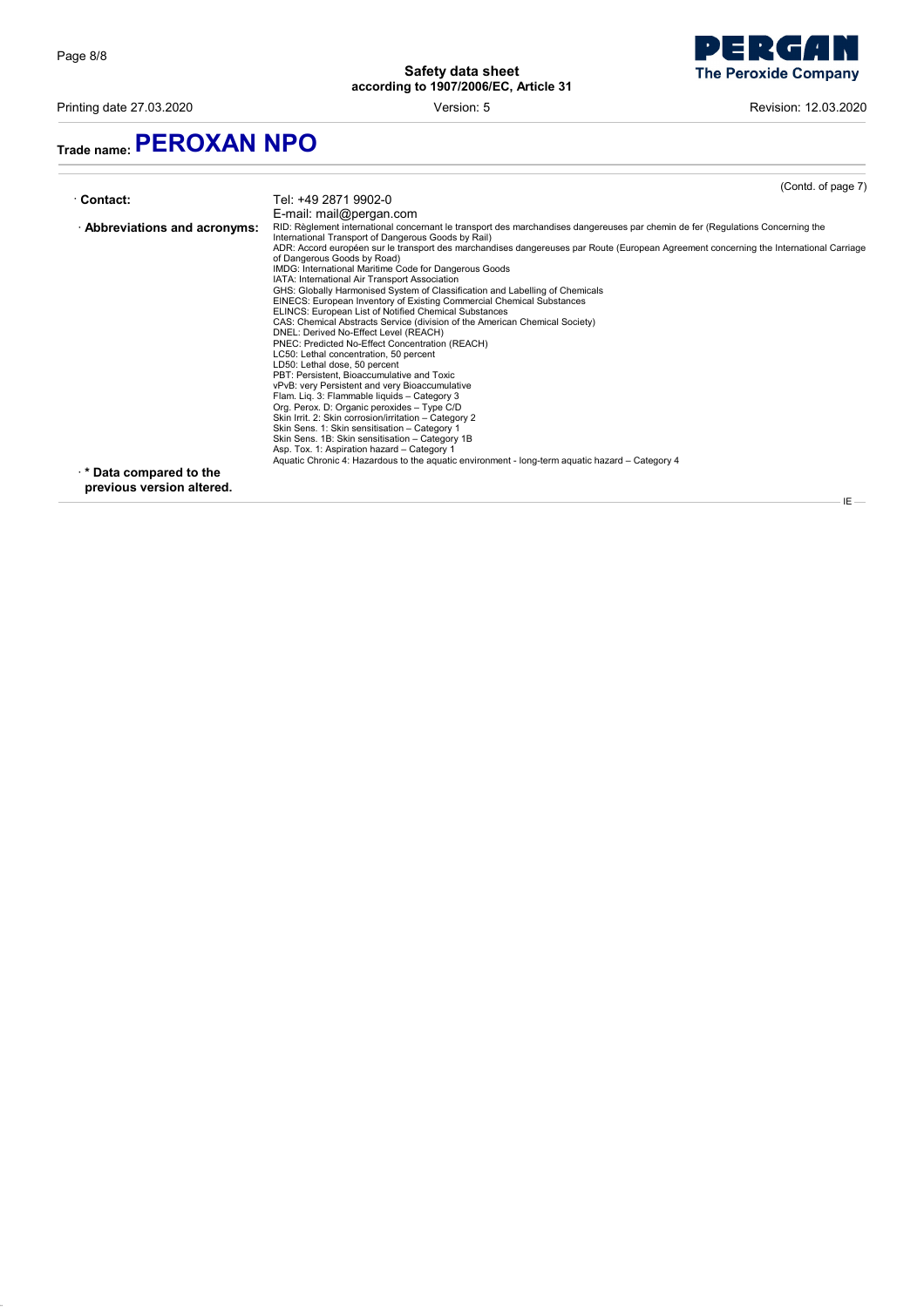# Trade name: PEROXAN NPO

(Contd. of page 7)

· **Contact:** Tel: +49 2871 9902-0
E-mail: mail@pergan.com

· **Abbreviations and acronyms:**
RID: Règlement international concernant le transport des marchandises dangereuses par chemin de fer (Regulations Concerning the International Transport of Dangerous Goods by Rail)
ADR: Accord européen sur le transport des marchandises dangereuses par Route (European Agreement concerning the International Carriage of Dangerous Goods by Road)
IMDG: International Maritime Code for Dangerous Goods
IATA: International Air Transport Association
GHS: Globally Harmonised System of Classification and Labelling of Chemicals
EINECS: European Inventory of Existing Commercial Chemical Substances
ELINCS: European List of Notified Chemical Substances
CAS: Chemical Abstracts Service (division of the American Chemical Society)
DNEL: Derived No-Effect Level (REACH)
PNEC: Predicted No-Effect Concentration (REACH)
LC50: Lethal concentration, 50 percent
LD50: Lethal dose, 50 percent
PBT: Persistent, Bioaccumulative and Toxic
vPvB: very Persistent and very Bioaccumulative
Flam. Liq. 3: Flammable liquids – Category 3
Org. Perox. D: Organic peroxides – Type C/D
Skin Irrit. 2: Skin corrosion/irritation – Category 2
Skin Sens. 1: Skin sensitisation – Category 1
Skin Sens. 1B: Skin sensitisation – Category 1B
Asp. Tox. 1: Aspiration hazard – Category 1
Aquatic Chronic 4: Hazardous to the aquatic environment - long-term aquatic hazard – Category 4

· *** Data compared to the previous version altered.**

IE